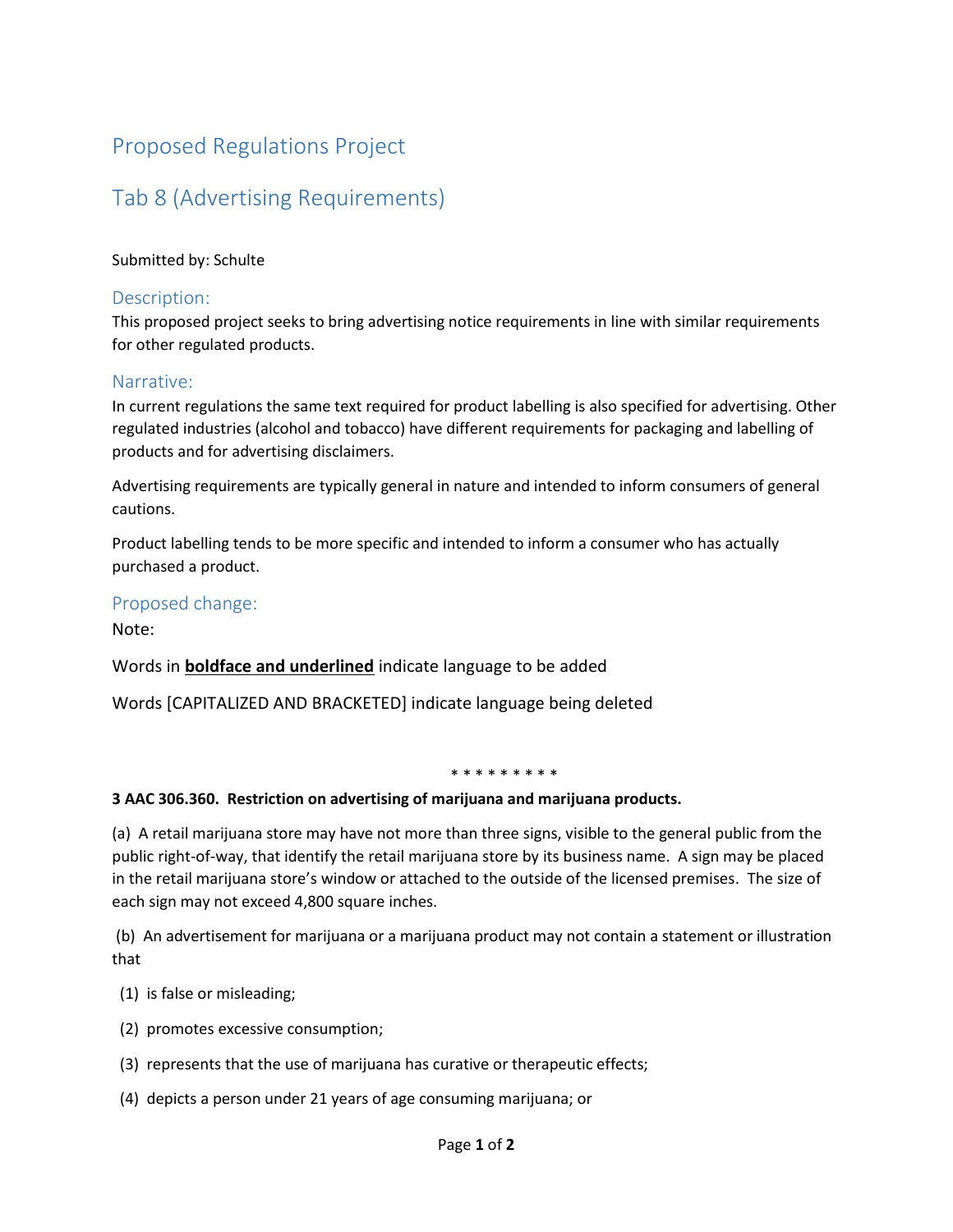# Proposed Regulations Project

## Tab 8 (Advertising Requirements)

Submitted by: Schulte

### Description:

This proposed project seeks to bring advertising notice requirements in line with similar requirements for other regulated products.

### Narrative:

In current regulations the same text required for product labelling is also specified for advertising. Other regulated industries (alcohol and tobacco) have different requirements for packaging and labelling of products and for advertising disclaimers.

Advertising requirements are typically general in nature and intended to inform consumers of general cautions.

Product labelling tends to be more specific and intended to inform a consumer who has actually purchased a product.

### Proposed change:

Note:

Words in <u>**boldface and underlined**</u> indicate language to be added

Words [CAPITALIZED AND BRACKETED] indicate language being deleted

* * * * * * * * *

**3 AAC 306.360. Restriction on advertising of marijuana and marijuana products.**

(a) A retail marijuana store may have not more than three signs, visible to the general public from the public right-of-way, that identify the retail marijuana store by its business name. A sign may be placed in the retail marijuana store's window or attached to the outside of the licensed premises. The size of each sign may not exceed 4,800 square inches.

(b) An advertisement for marijuana or a marijuana product may not contain a statement or illustration that

(1) is false or misleading;

(2) promotes excessive consumption;

(3) represents that the use of marijuana has curative or therapeutic effects;

(4) depicts a person under 21 years of age consuming marijuana; or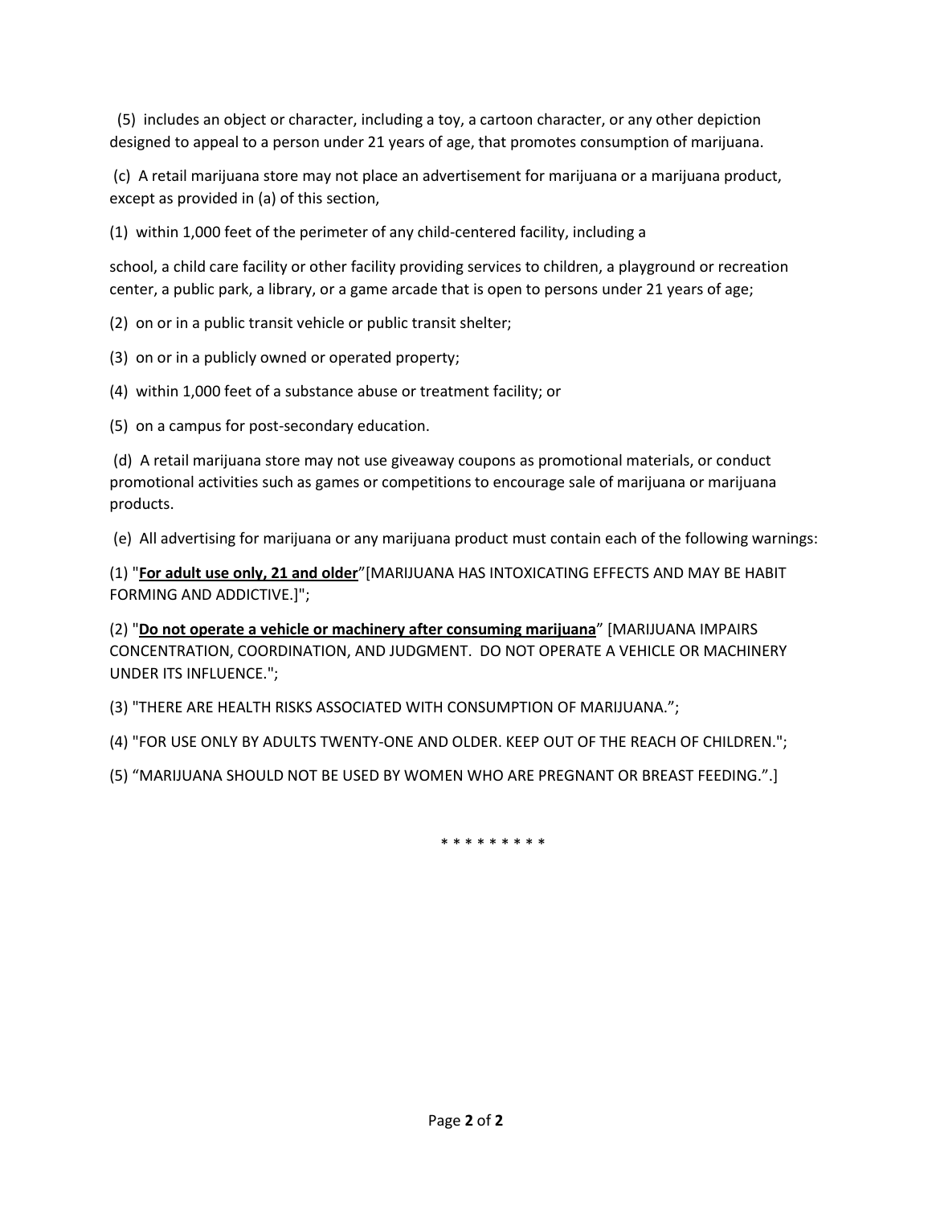(5) includes an object or character, including a toy, a cartoon character, or any other depiction designed to appeal to a person under 21 years of age, that promotes consumption of marijuana.

(c) A retail marijuana store may not place an advertisement for marijuana or a marijuana product, except as provided in (a) of this section,

(1) within 1,000 feet of the perimeter of any child-centered facility, including a

school, a child care facility or other facility providing services to children, a playground or recreation center, a public park, a library, or a game arcade that is open to persons under 21 years of age;

(2) on or in a public transit vehicle or public transit shelter;

(3) on or in a publicly owned or operated property;

(4) within 1,000 feet of a substance abuse or treatment facility; or

(5) on a campus for post-secondary education.

(d) A retail marijuana store may not use giveaway coupons as promotional materials, or conduct promotional activities such as games or competitions to encourage sale of marijuana or marijuana products.

(e) All advertising for marijuana or any marijuana product must contain each of the following warnings:

(1) "<u>**For adult use only, 21 and older**</u>"[MARIJUANA HAS INTOXICATING EFFECTS AND MAY BE HABIT FORMING AND ADDICTIVE.]";

(2) "<u>**Do not operate a vehicle or machinery after consuming marijuana**</u>" [MARIJUANA IMPAIRS CONCENTRATION, COORDINATION, AND JUDGMENT. DO NOT OPERATE A VEHICLE OR MACHINERY UNDER ITS INFLUENCE.";

(3) "THERE ARE HEALTH RISKS ASSOCIATED WITH CONSUMPTION OF MARIJUANA.";

(4) "FOR USE ONLY BY ADULTS TWENTY-ONE AND OLDER. KEEP OUT OF THE REACH OF CHILDREN.";

(5) "MARIJUANA SHOULD NOT BE USED BY WOMEN WHO ARE PREGNANT OR BREAST FEEDING.".]

\* \* \* \* \* \* \* \* \*